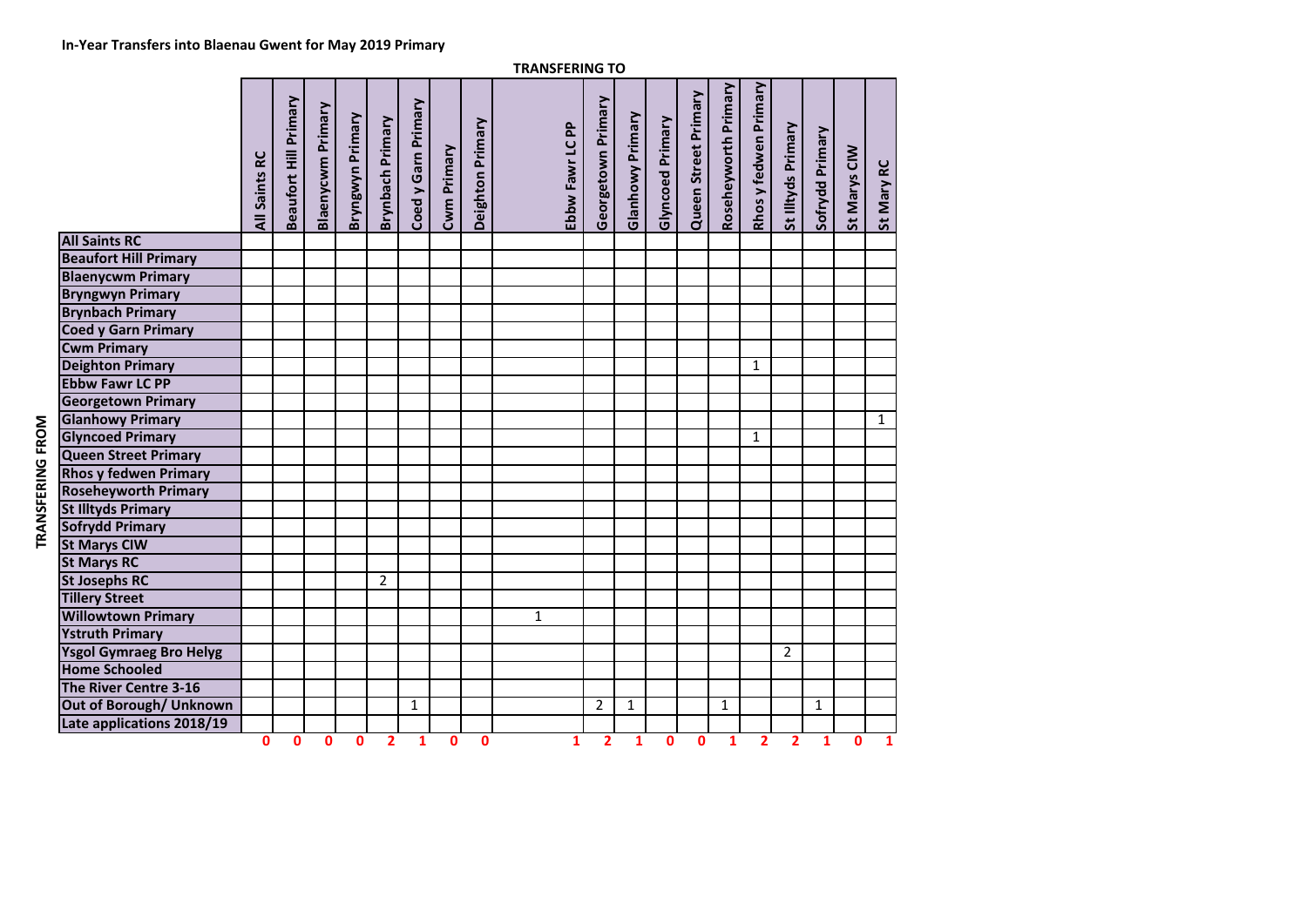**In-Year Transfers into Blaenau Gwent for May 2019 Primary**

**TRANSFERING TO** (columns) / **TRANSFERING FROM** (rows)

| | All Saints RC | Beaufort Hill Primary | Blaenycwm Primary | Bryngwyn Primary | Brynbach Primary | Coed y Garn Primary | Cwm Primary | Deighton Primary | Ebbw Fawr LC PP | Georgetown Primary | Glanhowy Primary | Glyncoed Primary | Queen Street Primary | Roseheyworth Primary | Rhos y fedwen Primary | St Illtyds Primary | Sofrydd Primary | St Marys CIW | St Mary RC |
|---|---|---|---|---|---|---|---|---|---|---|---|---|---|---|---|---|---|---|---|
| **All Saints RC** | | | | | | | | | | | | | | | | | | | |
| **Beaufort Hill Primary** | | | | | | | | | | | | | | | | | | | |
| **Blaenycwm Primary** | | | | | | | | | | | | | | | | | | | |
| **Bryngwyn Primary** | | | | | | | | | | | | | | | | | | | |
| **Brynbach Primary** | | | | | | | | | | | | | | | | | | | |
| **Coed y Garn Primary** | | | | | | | | | | | | | | | | | | | |
| **Cwm Primary** | | | | | | | | | | | | | | | | | | | |
| **Deighton Primary** | | | | | | | | | | | | | | | 1 | | | | |
| **Ebbw Fawr LC PP** | | | | | | | | | | | | | | | | | | | |
| **Georgetown Primary** | | | | | | | | | | | | | | | | | | | |
| **Glanhowy Primary** | | | | | | | | | | | | | | | | | | | 1 |
| **Glyncoed Primary** | | | | | | | | | | | | | | | 1 | | | | |
| **Queen Street Primary** | | | | | | | | | | | | | | | | | | | |
| **Rhos y fedwen Primary** | | | | | | | | | | | | | | | | | | | |
| **Roseheyworth Primary** | | | | | | | | | | | | | | | | | | | |
| **St Illtyds Primary** | | | | | | | | | | | | | | | | | | | |
| **Sofrydd Primary** | | | | | | | | | | | | | | | | | | | |
| **St Marys CIW** | | | | | | | | | | | | | | | | | | | |
| **St Marys RC** | | | | | | | | | | | | | | | | | | | |
| **St Josephs RC** | | | | | 2 | | | | | | | | | | | | | | |
| **Tillery Street** | | | | | | | | | | | | | | | | | | | |
| **Willowtown Primary** | | | | | | | | | 1 | | | | | | | | | | |
| **Ystruth Primary** | | | | | | | | | | | | | | | | | | | |
| **Ysgol Gymraeg Bro Helyg** | | | | | | | | | | | | | | | | 2 | | | |
| **Home Schooled** | | | | | | | | | | | | | | | | | | | |
| **The River Centre 3-16** | | | | | | | | | | | | | | | | | | | |
| **Out of Borough/ Unknown** | | | | | | 1 | | | | 2 | 1 | | | 1 | | | 1 | | |
| **Late applications 2018/19** | | | | | | | | | | | | | | | | | | | |
| | 0 | 0 | 0 | 0 | 2 | 1 | 0 | 0 | 1 | 2 | 1 | 0 | 0 | 1 | 2 | 2 | 1 | 0 | 1 |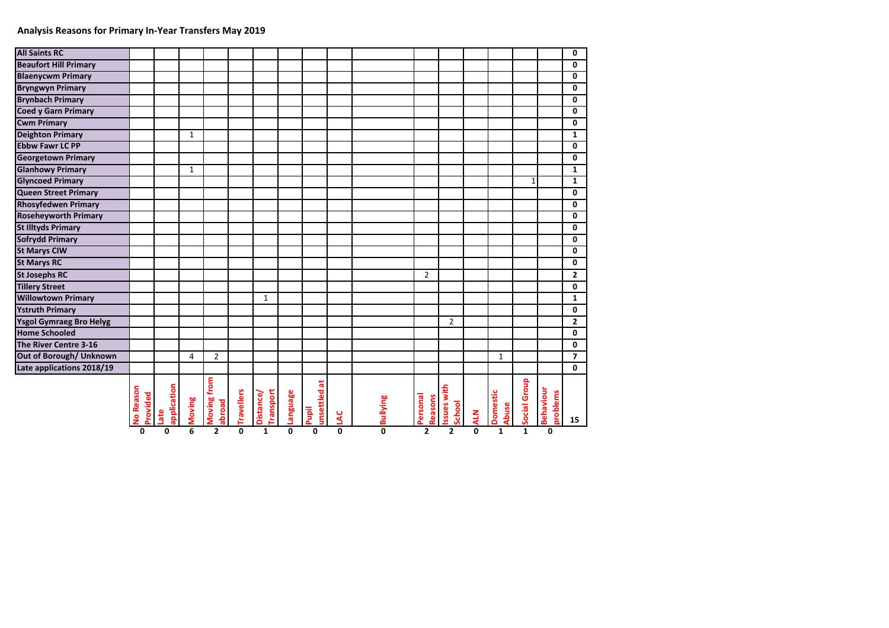## Analysis Reasons for Primary In-Year Transfers May 2019

| School | No Reason Provided | Late application | Moving | Moving from abroad | Travellers | Distance/ Transport | Language | Pupil unsettled at | LAC | Bullying | Personal Reasons | Issues with School | ALN | Domestic Abuse | Social Group | Behaviour problems | Total |
|---|---|---|---|---|---|---|---|---|---|---|---|---|---|---|---|---|---|
| All Saints RC | | | | | | | | | | | | | | | | | 0 |
| Beaufort Hill Primary | | | | | | | | | | | | | | | | | 0 |
| Blaenycwm Primary | | | | | | | | | | | | | | | | | 0 |
| Bryngwyn Primary | | | | | | | | | | | | | | | | | 0 |
| Brynbach Primary | | | | | | | | | | | | | | | | | 0 |
| Coed y Garn Primary | | | | | | | | | | | | | | | | | 0 |
| Cwm Primary | | | | | | | | | | | | | | | | | 0 |
| Deighton Primary | | | 1 | | | | | | | | | | | | | | 1 |
| Ebbw Fawr LC PP | | | | | | | | | | | | | | | | | 0 |
| Georgetown Primary | | | | | | | | | | | | | | | | | 0 |
| Glanhowy Primary | | | 1 | | | | | | | | | | | | | | 1 |
| Glyncoed Primary | | | | | | | | | | | | | | | 1 | | 1 |
| Queen Street Primary | | | | | | | | | | | | | | | | | 0 |
| Rhosyfedwen Primary | | | | | | | | | | | | | | | | | 0 |
| Roseheyworth Primary | | | | | | | | | | | | | | | | | 0 |
| St Illtyds Primary | | | | | | | | | | | | | | | | | 0 |
| Sofrydd Primary | | | | | | | | | | | | | | | | | 0 |
| St Marys CIW | | | | | | | | | | | | | | | | | 0 |
| St Marys RC | | | | | | | | | | | | | | | | | 0 |
| St Josephs RC | | | | | | | | | | | 2 | | | | | | 2 |
| Tillery Street | | | | | | | | | | | | | | | | | 0 |
| Willowtown Primary | | | | | | 1 | | | | | | | | | | | 1 |
| Ystruth Primary | | | | | | | | | | | | | | | | | 0 |
| Ysgol Gymraeg Bro Helyg | | | | | | | | | | | | 2 | | | | | 2 |
| Home Schooled | | | | | | | | | | | | | | | | | 0 |
| The River Centre 3-16 | | | | | | | | | | | | | | | | | 0 |
| Out of Borough/ Unknown | | | 4 | 2 | | | | | | | | | | 1 | | | 7 |
| Late applications 2018/19 | | | | | | | | | | | | | | | | | 0 |
| | 0 | 0 | 6 | 2 | 0 | 1 | 0 | 0 | 0 | 0 | 2 | 2 | 0 | 1 | 1 | 0 | 15 |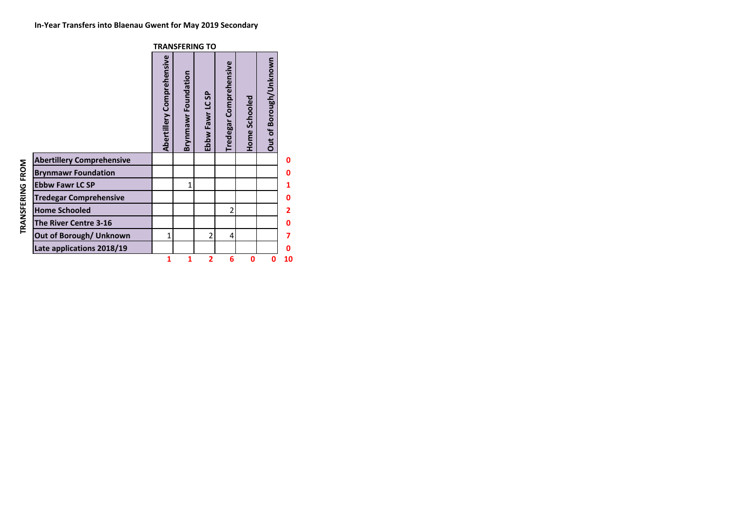**In-Year Transfers into Blaenau Gwent for May 2019 Secondary**

**TRANSFERING TO**

| TRANSFERING FROM | Abertillery Comprehensive | Brynmawr Foundation | Ebbw Fawr LC SP | Tredegar Comprehensive | Home Schooled | Out of Borough/Unknown | |
|---|---|---|---|---|---|---|---|
| Abertillery Comprehensive | | | | | | | 0 |
| Brynmawr Foundation | | | | | | | 0 |
| Ebbw Fawr LC SP | | 1 | | | | | 1 |
| Tredegar Comprehensive | | | | | | | 0 |
| Home Schooled | | | | 2 | | | 2 |
| The River Centre 3-16 | | | | | | | 0 |
| Out of Borough/ Unknown | 1 | | 2 | 4 | | | 7 |
| Late applications 2018/19 | | | | | | | 0 |
| | 1 | 1 | 2 | 6 | 0 | 0 | 10 |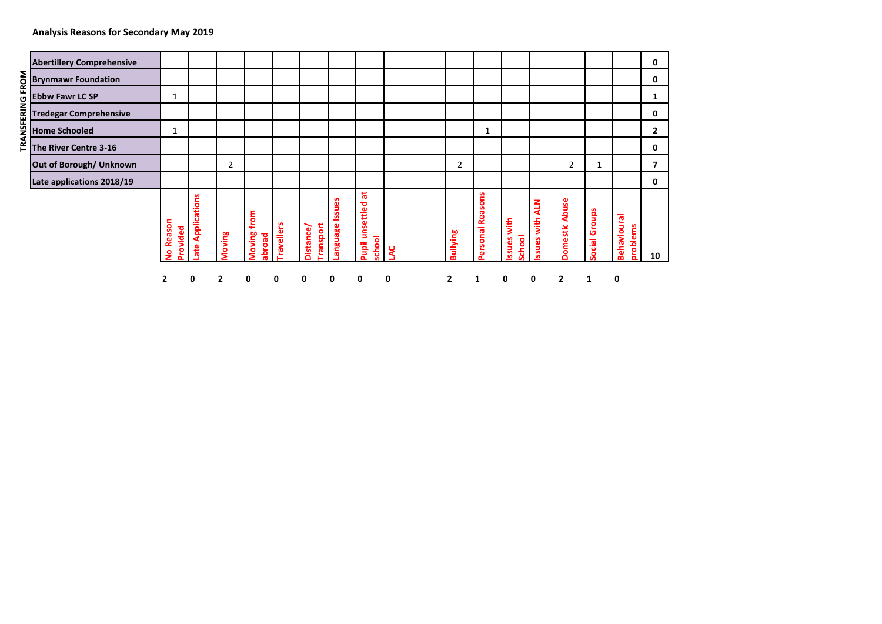**Analysis Reasons for Secondary May 2019**

| TRANSFERING FROM | No Reason Provided | Late Applications | Moving | Moving from abroad | Travellers | Distance/ Transport | Language Issues | Pupil unsettled at school | LAC | Bullying | Personal Reasons | Issues with School | Issues with ALN | Domestic Abuse | Social Groups | Behavioural problems | |
|---|---|---|---|---|---|---|---|---|---|---|---|---|---|---|---|---|---|
| Abertillery Comprehensive | | | | | | | | | | | | | | | | | 0 |
| Brynmawr Foundation | | | | | | | | | | | | | | | | | 0 |
| Ebbw Fawr LC SP | 1 | | | | | | | | | | | | | | | | 1 |
| Tredegar Comprehensive | | | | | | | | | | | | | | | | | 0 |
| Home Schooled | 1 | | | | | | | | | | 1 | | | | | | 2 |
| The River Centre 3-16 | | | | | | | | | | | | | | | | | 0 |
| Out of Borough/ Unknown | | | 2 | | | | | | | 2 | | | | 2 | 1 | | 7 |
| Late applications 2018/19 | | | | | | | | | | | | | | | | | 0 |
| | 2 | 0 | 2 | 0 | 0 | 0 | 0 | 0 | 0 | 2 | 1 | 0 | 0 | 2 | 1 | 0 | 10 |